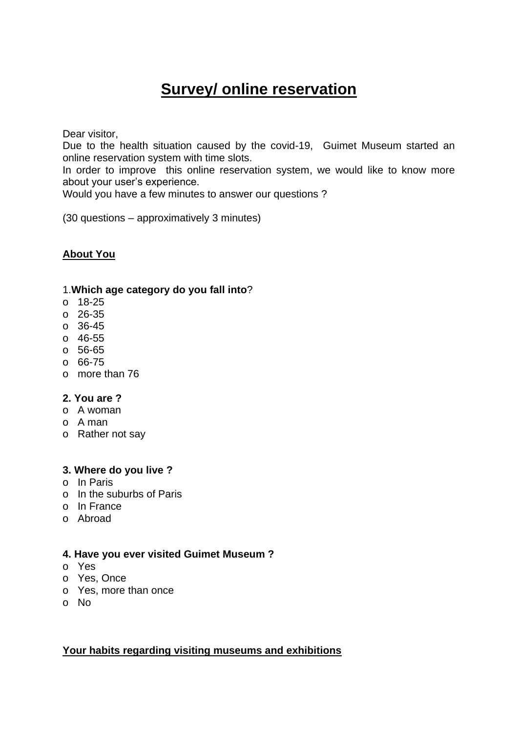# Survey/ online reservation

Dear visitor,
Due to the health situation caused by the covid-19, Guimet Museum started an online reservation system with time slots.
In order to improve this online reservation system, we would like to know more about your user's experience.
Would you have a few minutes to answer our questions ?

(30 questions – approximatively 3 minutes)

## About You

1.**Which age category do you fall into**?

- o 18-25
- o 26-35
- o 36-45
- o 46-55
- o 56-65
- o 66-75
- o more than 76

**2. You are ?**

- o A woman
- o A man
- o Rather not say

**3. Where do you live ?**

- o In Paris
- o In the suburbs of Paris
- o In France
- o Abroad

**4. Have you ever visited Guimet Museum ?**

- o Yes
- o Yes, Once
- o Yes, more than once
- o No

## Your habits regarding visiting museums and exhibitions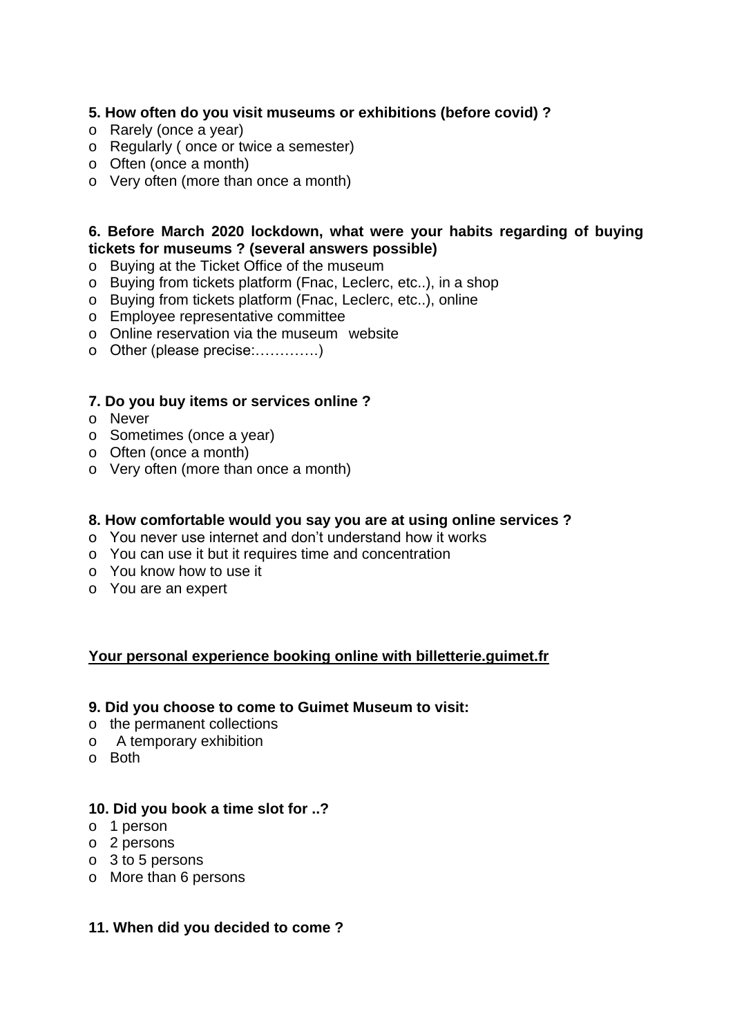**5. How often do you visit museums or exhibitions (before covid) ?**

- Rarely (once a year)
- Regularly ( once or twice a semester)
- Often (once a month)
- Very often (more than once a month)

**6. Before March 2020 lockdown, what were your habits regarding of buying tickets for museums ? (several answers possible)**

- Buying at the Ticket Office of the museum
- Buying from tickets platform (Fnac, Leclerc, etc..), in a shop
- Buying from tickets platform (Fnac, Leclerc, etc..), online
- Employee representative committee
- Online reservation via the museum website
- Other (please precise:………….)

**7. Do you buy items or services online ?**

- Never
- Sometimes (once a year)
- Often (once a month)
- Very often (more than once a month)

**8. How comfortable would you say you are at using online services ?**

- You never use internet and don't understand how it works
- You can use it but it requires time and concentration
- You know how to use it
- You are an expert

**<u>Your personal experience booking online with billetterie.guimet.fr</u>**

**9. Did you choose to come to Guimet Museum to visit:**

- the permanent collections
- A temporary exhibition
- Both

**10. Did you book a time slot for ..?**

- 1 person
- 2 persons
- 3 to 5 persons
- More than 6 persons

**11. When did you decided to come ?**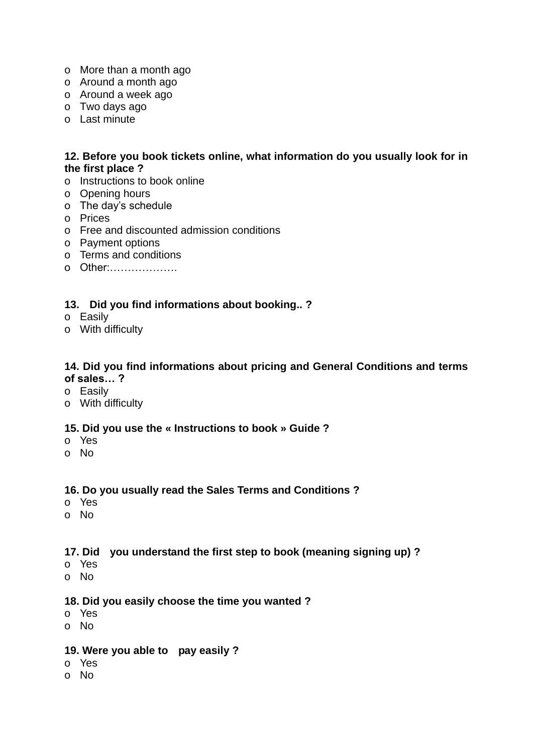- More than a month ago
- Around a month ago
- Around a week ago
- Two days ago
- Last minute

**12. Before you book tickets online, what information do you usually look for in the first place ?**

- Instructions to book online
- Opening hours
- The day's schedule
- Prices
- Free and discounted admission conditions
- Payment options
- Terms and conditions
- Other:……………….

**13. Did you find informations about booking.. ?**

- Easily
- With difficulty

**14. Did you find informations about pricing and General Conditions and terms of sales… ?**

- Easily
- With difficulty

**15. Did you use the « Instructions to book » Guide ?**

- Yes
- No

**16. Do you usually read the Sales Terms and Conditions ?**

- Yes
- No

**17. Did you understand the first step to book (meaning signing up) ?**

- Yes
- No

**18. Did you easily choose the time you wanted ?**

- Yes
- No

**19. Were you able to pay easily ?**

- Yes
- No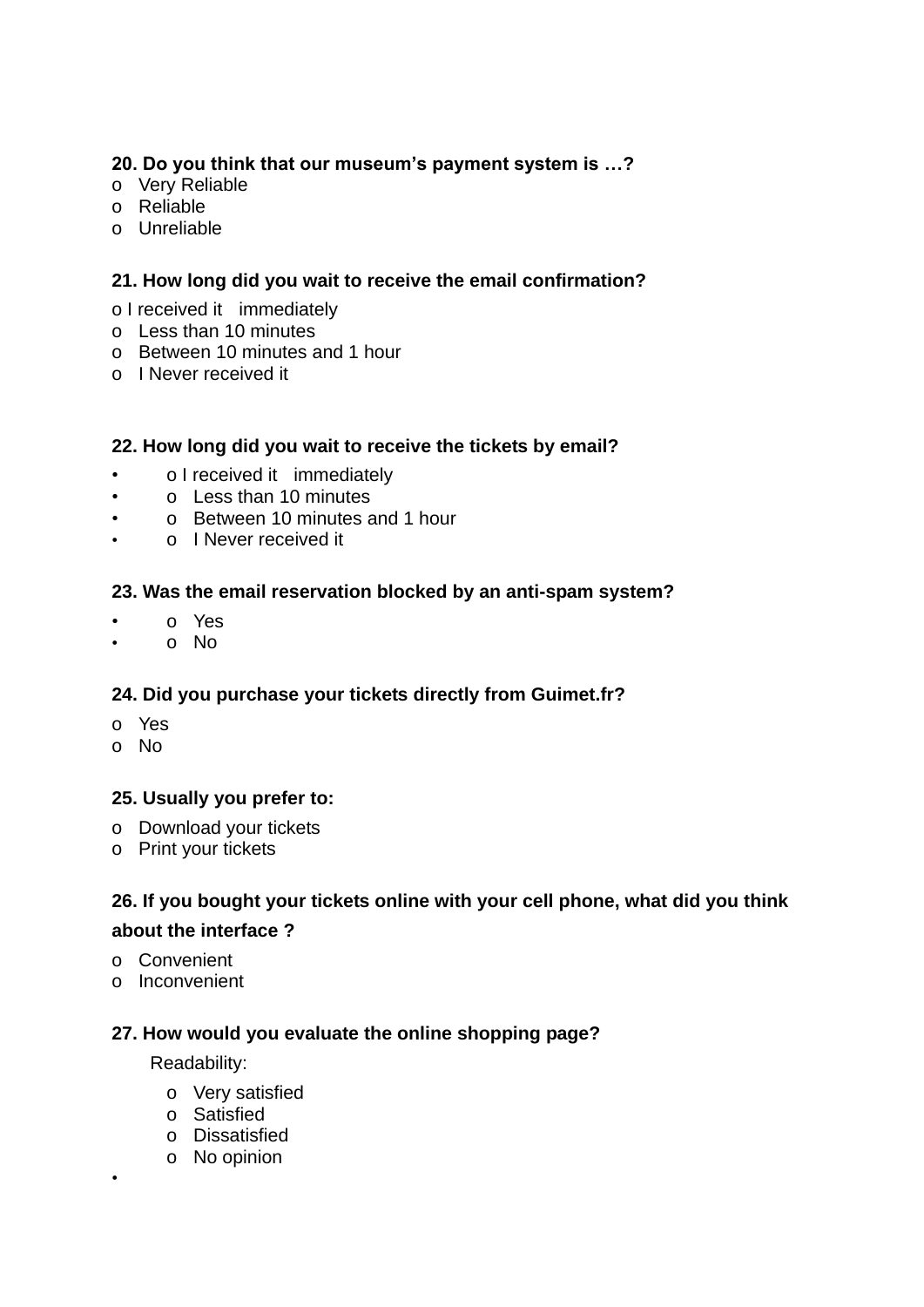**20. Do you think that our museum's payment system is …?**

- o Very Reliable
- o Reliable
- o Unreliable

**21. How long did you wait to receive the email confirmation?**

- o I received it immediately
- o Less than 10 minutes
- o Between 10 minutes and 1 hour
- o I Never received it

**22. How long did you wait to receive the tickets by email?**

- o I received it immediately
- o Less than 10 minutes
- o Between 10 minutes and 1 hour
- o I Never received it

**23. Was the email reservation blocked by an anti-spam system?**

- o Yes
- o No

**24. Did you purchase your tickets directly from Guimet.fr?**

- o Yes
- o No

**25. Usually you prefer to:**

- o Download your tickets
- o Print your tickets

**26. If you bought your tickets online with your cell phone, what did you think about the interface ?**

- o Convenient
- o Inconvenient

**27. How would you evaluate the online shopping page?**

Readability:

- o Very satisfied
- o Satisfied
- o Dissatisfied
- o No opinion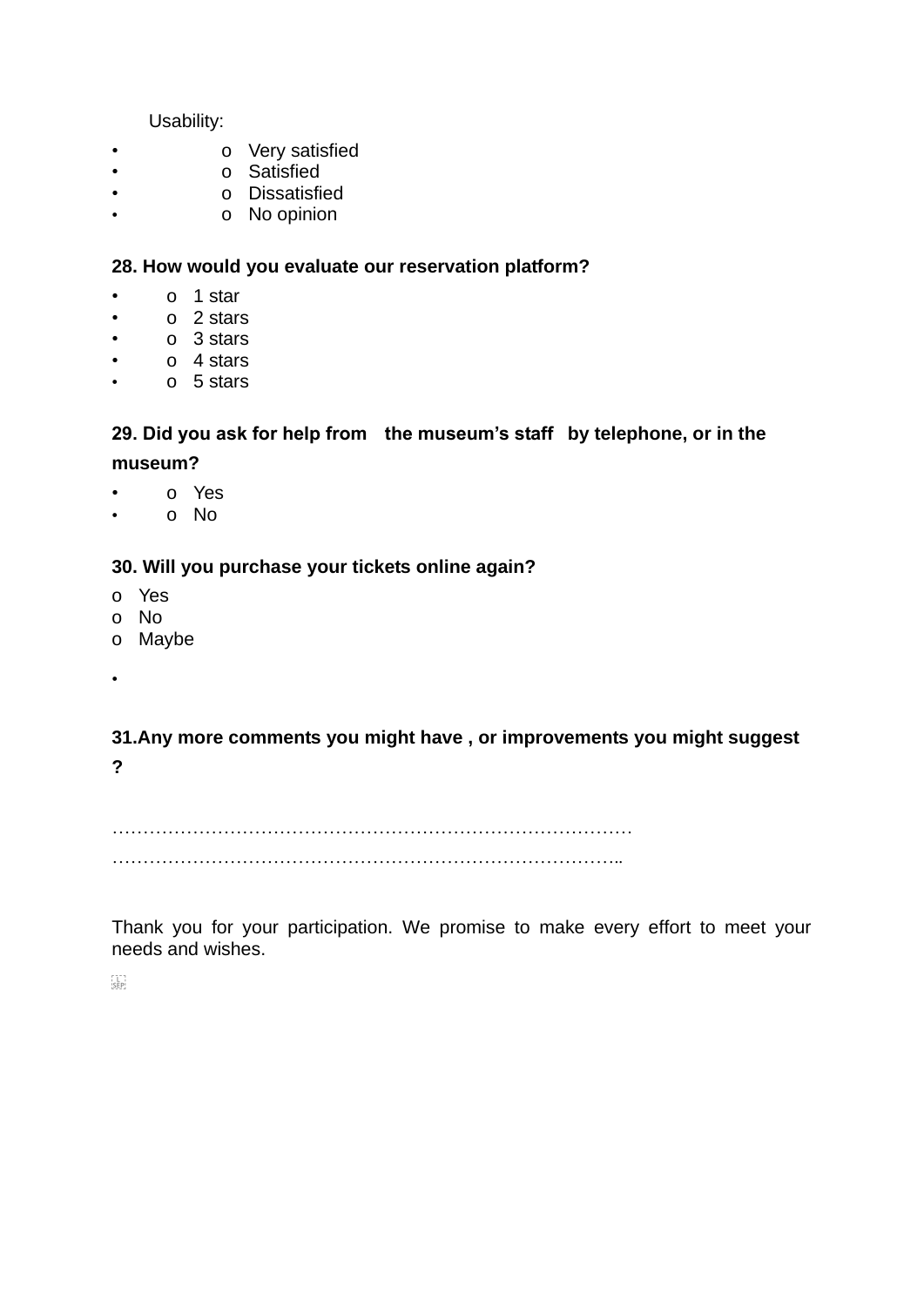Usability:

- o Very satisfied
- o Satisfied
- o Dissatisfied
- o No opinion

**28. How would you evaluate our reservation platform?**

- o 1 star
- o 2 stars
- o 3 stars
- o 4 stars
- o 5 stars

**29. Did you ask for help from the museum's staff by telephone, or in the museum?**

- o Yes
- o No

**30. Will you purchase your tickets online again?**

o Yes
o No
o Maybe

•

**31.Any more comments you might have , or improvements you might suggest ?**

…………………………………………………………………………
………………………………………………………………………..

Thank you for your participation. We promise to make every effort to meet your needs and wishes.